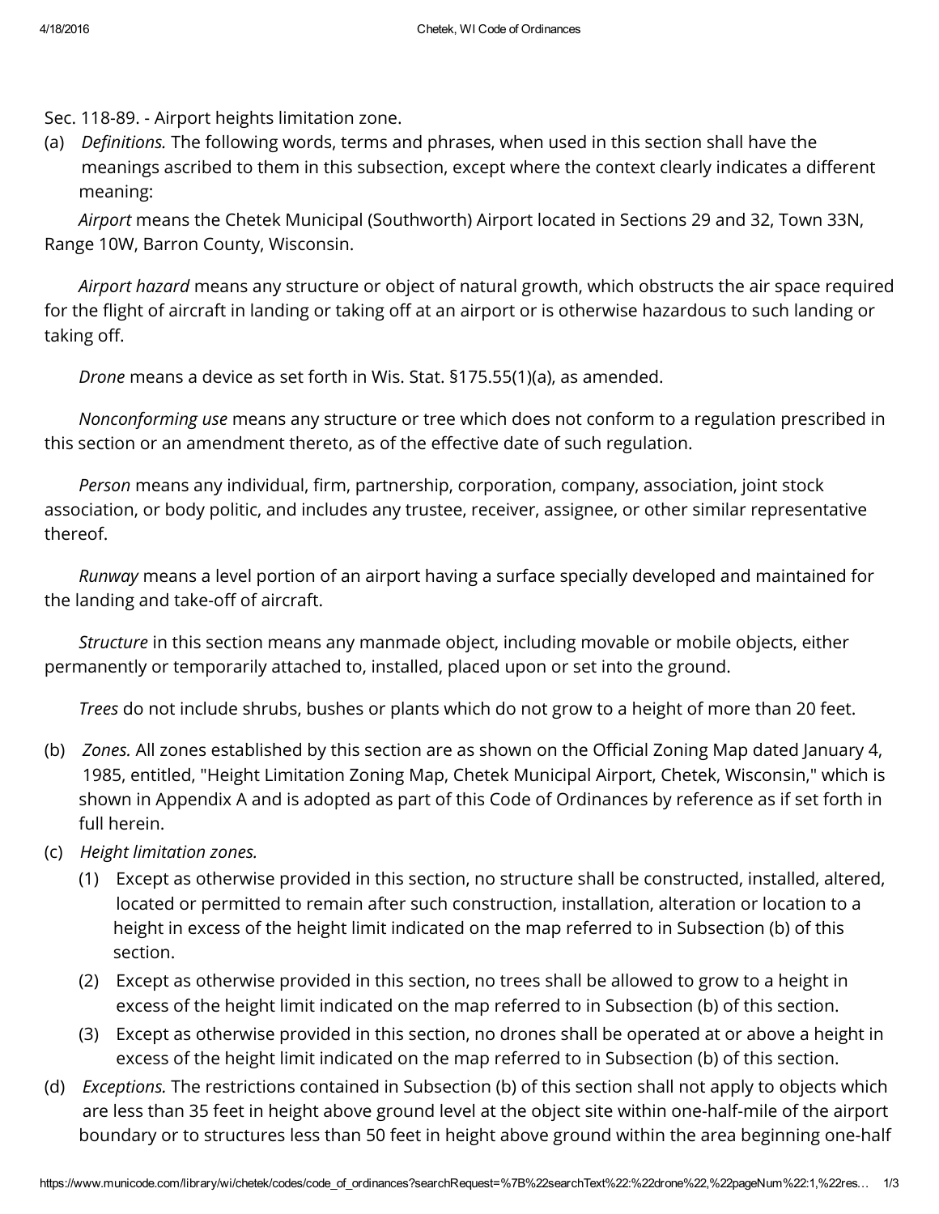Sec. 118-89. - Airport heights limitation zone.

(a) *Definitions.* The following words, terms and phrases, when used in this section shall have the meanings ascribed to them in this subsection, except where the context clearly indicates a different meaning:

*Airport* means the Chetek Municipal (Southworth) Airport located in Sections 29 and 32, Town 33N, Range 10W, Barron County, Wisconsin.

*Airport hazard* means any structure or object of natural growth, which obstructs the air space required for the flight of aircraft in landing or taking off at an airport or is otherwise hazardous to such landing or taking off.

*Drone* means a device as set forth in Wis. Stat. §175.55(1)(a), as amended.

*Nonconforming use* means any structure or tree which does not conform to a regulation prescribed in this section or an amendment thereto, as of the effective date of such regulation.

*Person* means any individual, firm, partnership, corporation, company, association, joint stock association, or body politic, and includes any trustee, receiver, assignee, or other similar representative thereof.

*Runway* means a level portion of an airport having a surface specially developed and maintained for the landing and take-off of aircraft.

*Structure* in this section means any manmade object, including movable or mobile objects, either permanently or temporarily attached to, installed, placed upon or set into the ground.

*Trees* do not include shrubs, bushes or plants which do not grow to a height of more than 20 feet.

(b) *Zones.* All zones established by this section are as shown on the Official Zoning Map dated January 4, 1985, entitled, "Height Limitation Zoning Map, Chetek Municipal Airport, Chetek, Wisconsin," which is shown in Appendix A and is adopted as part of this Code of Ordinances by reference as if set forth in full herein.

(c) *Height limitation zones.*

(1) Except as otherwise provided in this section, no structure shall be constructed, installed, altered, located or permitted to remain after such construction, installation, alteration or location to a height in excess of the height limit indicated on the map referred to in Subsection (b) of this section.

(2) Except as otherwise provided in this section, no trees shall be allowed to grow to a height in excess of the height limit indicated on the map referred to in Subsection (b) of this section.

(3) Except as otherwise provided in this section, no drones shall be operated at or above a height in excess of the height limit indicated on the map referred to in Subsection (b) of this section.

(d) *Exceptions.* The restrictions contained in Subsection (b) of this section shall not apply to objects which are less than 35 feet in height above ground level at the object site within one-half-mile of the airport boundary or to structures less than 50 feet in height above ground within the area beginning one-half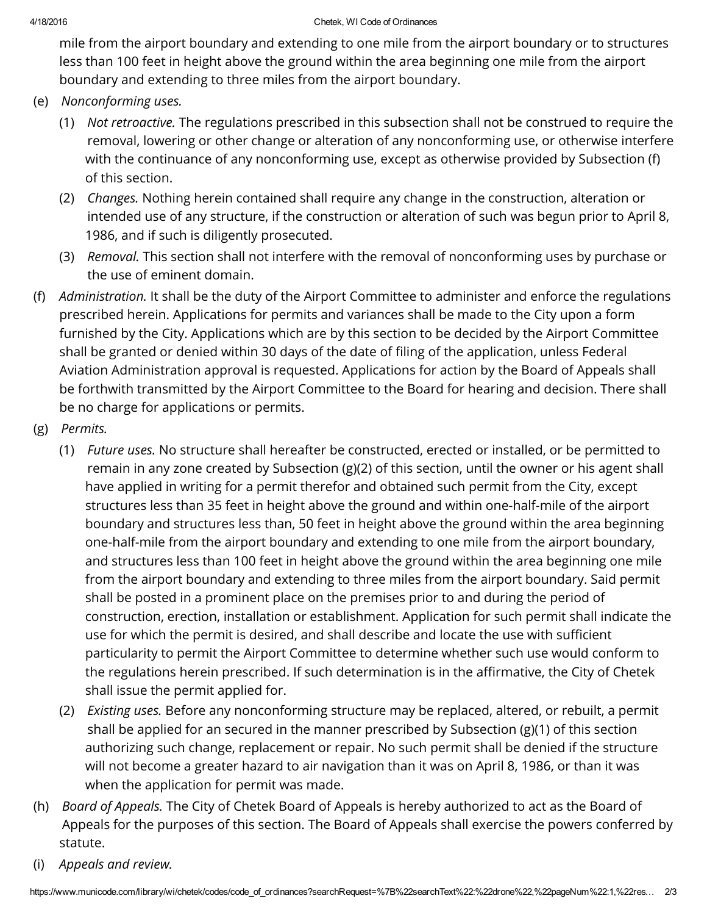mile from the airport boundary and extending to one mile from the airport boundary or to structures less than 100 feet in height above the ground within the area beginning one mile from the airport boundary and extending to three miles from the airport boundary.

(e) *Nonconforming uses.*

(1) *Not retroactive.* The regulations prescribed in this subsection shall not be construed to require the removal, lowering or other change or alteration of any nonconforming use, or otherwise interfere with the continuance of any nonconforming use, except as otherwise provided by Subsection (f) of this section.

(2) *Changes.* Nothing herein contained shall require any change in the construction, alteration or intended use of any structure, if the construction or alteration of such was begun prior to April 8, 1986, and if such is diligently prosecuted.

(3) *Removal.* This section shall not interfere with the removal of nonconforming uses by purchase or the use of eminent domain.

(f) *Administration.* It shall be the duty of the Airport Committee to administer and enforce the regulations prescribed herein. Applications for permits and variances shall be made to the City upon a form furnished by the City. Applications which are by this section to be decided by the Airport Committee shall be granted or denied within 30 days of the date of filing of the application, unless Federal Aviation Administration approval is requested. Applications for action by the Board of Appeals shall be forthwith transmitted by the Airport Committee to the Board for hearing and decision. There shall be no charge for applications or permits.

(g) *Permits.*

(1) *Future uses.* No structure shall hereafter be constructed, erected or installed, or be permitted to remain in any zone created by Subsection (g)(2) of this section, until the owner or his agent shall have applied in writing for a permit therefor and obtained such permit from the City, except structures less than 35 feet in height above the ground and within one-half-mile of the airport boundary and structures less than, 50 feet in height above the ground within the area beginning one-half-mile from the airport boundary and extending to one mile from the airport boundary, and structures less than 100 feet in height above the ground within the area beginning one mile from the airport boundary and extending to three miles from the airport boundary. Said permit shall be posted in a prominent place on the premises prior to and during the period of construction, erection, installation or establishment. Application for such permit shall indicate the use for which the permit is desired, and shall describe and locate the use with sufficient particularity to permit the Airport Committee to determine whether such use would conform to the regulations herein prescribed. If such determination is in the affirmative, the City of Chetek shall issue the permit applied for.

(2) *Existing uses.* Before any nonconforming structure may be replaced, altered, or rebuilt, a permit shall be applied for an secured in the manner prescribed by Subsection (g)(1) of this section authorizing such change, replacement or repair. No such permit shall be denied if the structure will not become a greater hazard to air navigation than it was on April 8, 1986, or than it was when the application for permit was made.

(h) *Board of Appeals.* The City of Chetek Board of Appeals is hereby authorized to act as the Board of Appeals for the purposes of this section. The Board of Appeals shall exercise the powers conferred by statute.

(i) *Appeals and review.*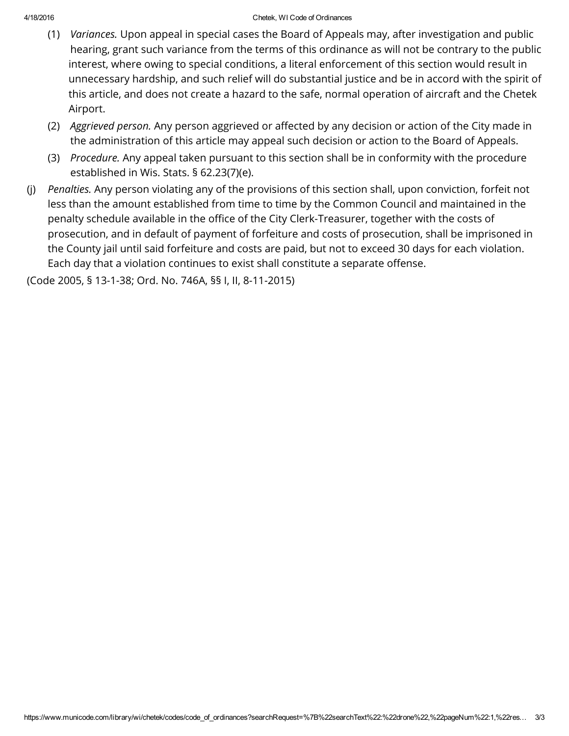(1) *Variances.* Upon appeal in special cases the Board of Appeals may, after investigation and public hearing, grant such variance from the terms of this ordinance as will not be contrary to the public interest, where owing to special conditions, a literal enforcement of this section would result in unnecessary hardship, and such relief will do substantial justice and be in accord with the spirit of this article, and does not create a hazard to the safe, normal operation of aircraft and the Chetek Airport.

(2) *Aggrieved person.* Any person aggrieved or affected by any decision or action of the City made in the administration of this article may appeal such decision or action to the Board of Appeals.

(3) *Procedure.* Any appeal taken pursuant to this section shall be in conformity with the procedure established in Wis. Stats. § 62.23(7)(e).

(j) *Penalties.* Any person violating any of the provisions of this section shall, upon conviction, forfeit not less than the amount established from time to time by the Common Council and maintained in the penalty schedule available in the office of the City Clerk-Treasurer, together with the costs of prosecution, and in default of payment of forfeiture and costs of prosecution, shall be imprisoned in the County jail until said forfeiture and costs are paid, but not to exceed 30 days for each violation. Each day that a violation continues to exist shall constitute a separate offense.

(Code 2005, § 13-1-38; Ord. No. 746A, §§ I, II, 8-11-2015)